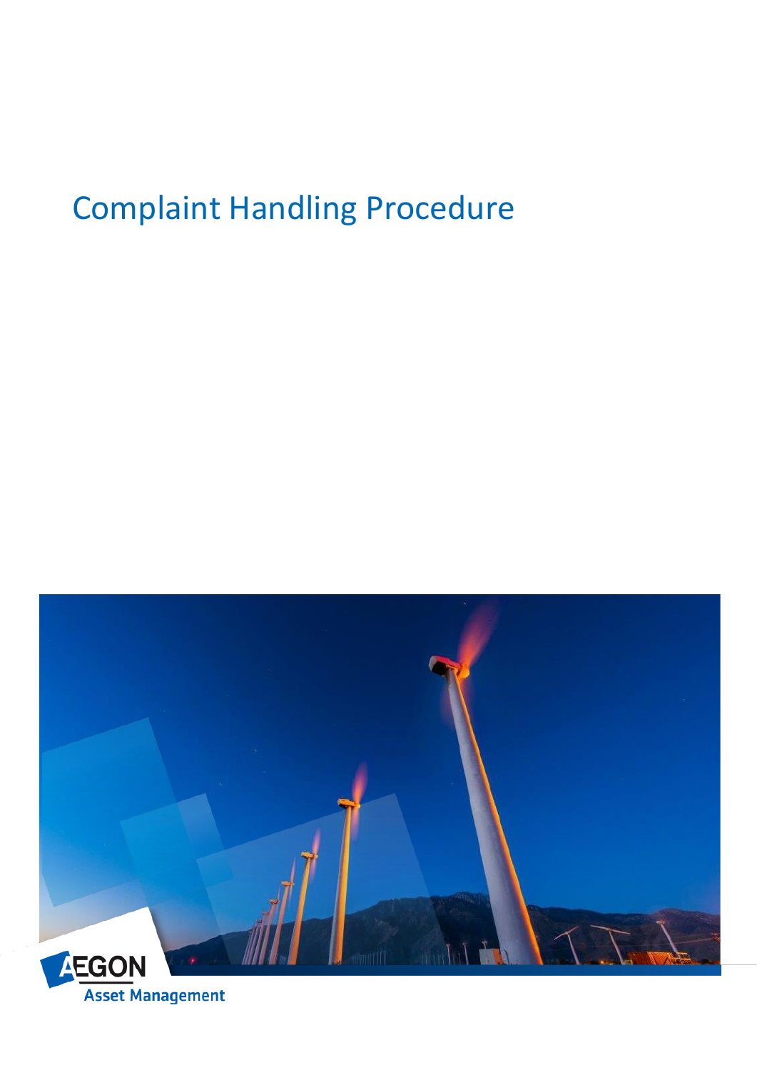# Complaint Handling Procedure

AEGON Asset Management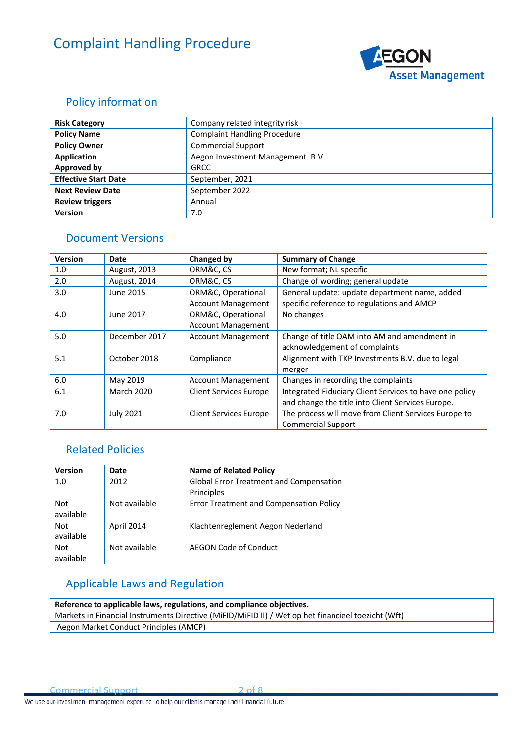# Complaint Handling Procedure

## Policy information

| | |
|---|---|
| **Risk Category** | Company related integrity risk |
| **Policy Name** | Complaint Handling Procedure |
| **Policy Owner** | Commercial Support |
| **Application** | Aegon Investment Management. B.V. |
| **Approved by** | GRCC |
| **Effective Start Date** | September, 2021 |
| **Next Review Date** | September 2022 |
| **Review triggers** | Annual |
| **Version** | 7.0 |

## Document Versions

| Version | Date | Changed by | Summary of Change |
|---|---|---|---|
| 1.0 | August, 2013 | ORM&C, CS | New format; NL specific |
| 2.0 | August, 2014 | ORM&C, CS | Change of wording; general update |
| 3.0 | June 2015 | ORM&C, Operational Account Management | General update: update department name, added specific reference to regulations and AMCP |
| 4.0 | June 2017 | ORM&C, Operational Account Management | No changes |
| 5.0 | December 2017 | Account Management | Change of title OAM into AM and amendment in acknowledgement of complaints |
| 5.1 | October 2018 | Compliance | Alignment with TKP Investments B.V. due to legal merger |
| 6.0 | May 2019 | Account Management | Changes in recording the complaints |
| 6.1 | March 2020 | Client Services Europe | Integrated Fiduciary Client Services to have one policy and change the title into Client Services Europe. |
| 7.0 | July 2021 | Client Services Europe | The process will move from Client Services Europe to Commercial Support |

## Related Policies

| Version | Date | Name of Related Policy |
|---|---|---|
| 1.0 | 2012 | Global Error Treatment and Compensation Principles |
| Not available | Not available | Error Treatment and Compensation Policy |
| Not available | April 2014 | Klachtenreglement Aegon Nederland |
| Not available | Not available | AEGON Code of Conduct |

## Applicable Laws and Regulation

| **Reference to applicable laws, regulations, and compliance objectives.** |
|---|
| Markets in Financial Instruments Directive (MiFID/MiFID II) / Wet op het financieel toezicht (Wft) |
| Aegon Market Conduct Principles (AMCP) |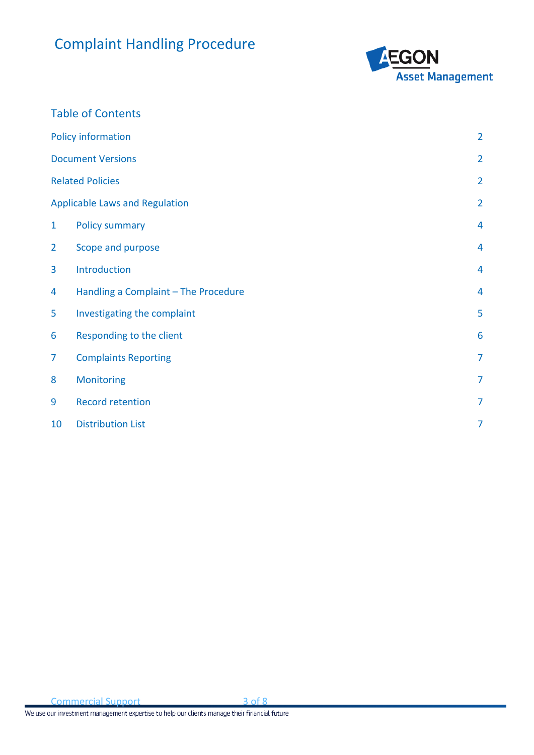# Complaint Handling Procedure

## Table of Contents

| | | |
|---|---|---|
| Policy information | | 2 |
| Document Versions | | 2 |
| Related Policies | | 2 |
| Applicable Laws and Regulation | | 2 |
| 1 | Policy summary | 4 |
| 2 | Scope and purpose | 4 |
| 3 | Introduction | 4 |
| 4 | Handling a Complaint – The Procedure | 4 |
| 5 | Investigating the complaint | 5 |
| 6 | Responding to the client | 6 |
| 7 | Complaints Reporting | 7 |
| 8 | Monitoring | 7 |
| 9 | Record retention | 7 |
| 10 | Distribution List | 7 |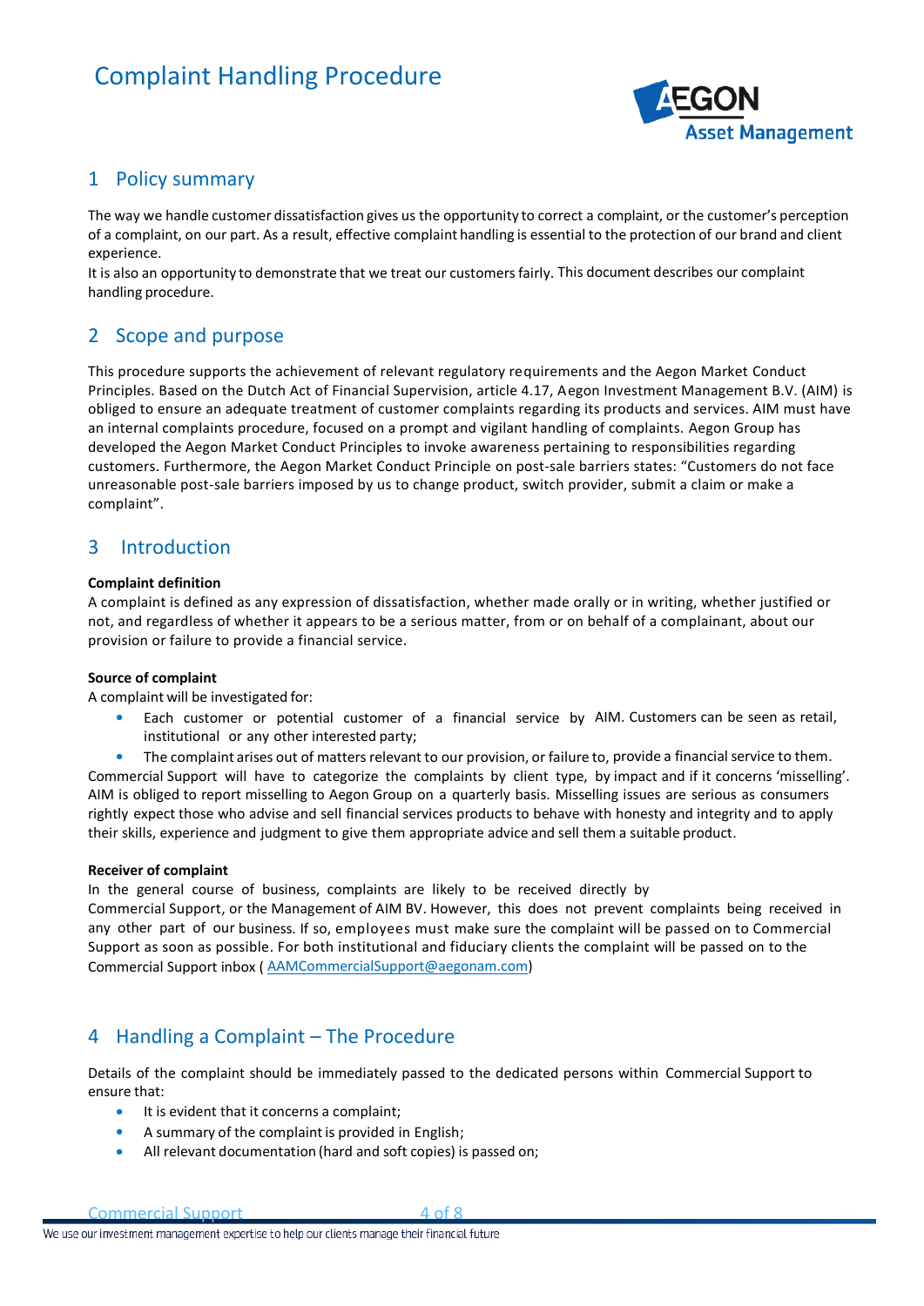# Complaint Handling Procedure

## 1 Policy summary

The way we handle customer dissatisfaction gives us the opportunity to correct a complaint, or the customer's perception of a complaint, on our part. As a result, effective complaint handling is essential to the protection of our brand and client experience.

It is also an opportunity to demonstrate that we treat our customers fairly. This document describes our complaint handling procedure.

## 2 Scope and purpose

This procedure supports the achievement of relevant regulatory requirements and the Aegon Market Conduct Principles. Based on the Dutch Act of Financial Supervision, article 4.17, Aegon Investment Management B.V. (AIM) is obliged to ensure an adequate treatment of customer complaints regarding its products and services. AIM must have an internal complaints procedure, focused on a prompt and vigilant handling of complaints. Aegon Group has developed the Aegon Market Conduct Principles to invoke awareness pertaining to responsibilities regarding customers. Furthermore, the Aegon Market Conduct Principle on post-sale barriers states: "Customers do not face unreasonable post-sale barriers imposed by us to change product, switch provider, submit a claim or make a complaint".

## 3 Introduction

**Complaint definition**

A complaint is defined as any expression of dissatisfaction, whether made orally or in writing, whether justified or not, and regardless of whether it appears to be a serious matter, from or on behalf of a complainant, about our provision or failure to provide a financial service.

**Source of complaint**

A complaint will be investigated for:

- Each customer or potential customer of a financial service by AIM. Customers can be seen as retail, institutional or any other interested party;
- The complaint arises out of matters relevant to our provision, or failure to, provide a financial service to them.

Commercial Support will have to categorize the complaints by client type, by impact and if it concerns 'misselling'. AIM is obliged to report misselling to Aegon Group on a quarterly basis. Misselling issues are serious as consumers rightly expect those who advise and sell financial services products to behave with honesty and integrity and to apply their skills, experience and judgment to give them appropriate advice and sell them a suitable product.

**Receiver of complaint**

In the general course of business, complaints are likely to be received directly by Commercial Support, or the Management of AIM BV. However, this does not prevent complaints being received in any other part of our business. If so, employees must make sure the complaint will be passed on to Commercial Support as soon as possible. For both institutional and fiduciary clients the complaint will be passed on to the Commercial Support inbox ( AAMCommercialSupport@aegonam.com)

## 4 Handling a Complaint – The Procedure

Details of the complaint should be immediately passed to the dedicated persons within Commercial Support to ensure that:

- It is evident that it concerns a complaint;
- A summary of the complaint is provided in English;
- All relevant documentation (hard and soft copies) is passed on;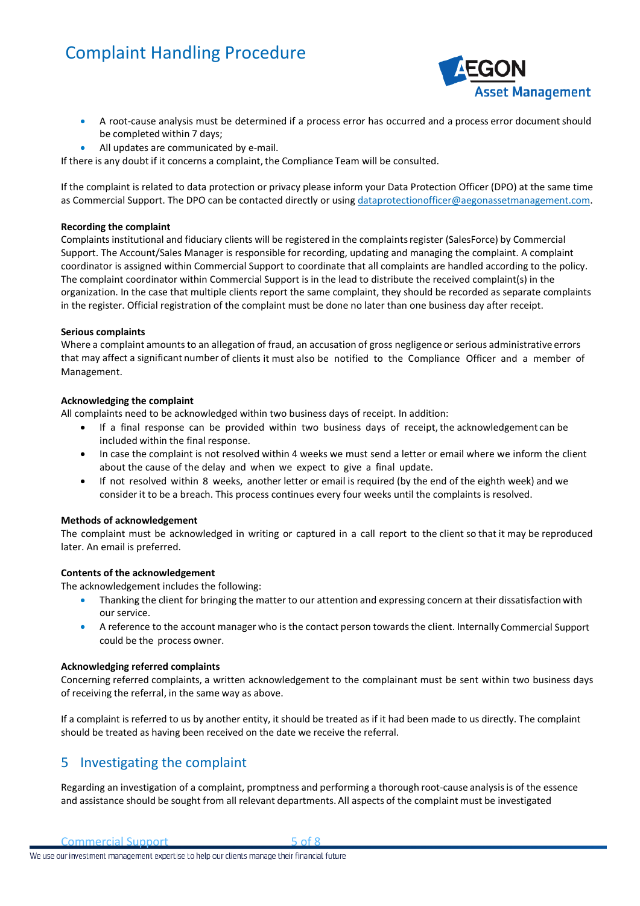- A root-cause analysis must be determined if a process error has occurred and a process error document should be completed within 7 days;
- All updates are communicated by e-mail.

If there is any doubt if it concerns a complaint, the Compliance Team will be consulted.

If the complaint is related to data protection or privacy please inform your Data Protection Officer (DPO) at the same time as Commercial Support. The DPO can be contacted directly or using dataprotectionofficer@aegonassetmanagement.com.

**Recording the complaint**

Complaints institutional and fiduciary clients will be registered in the complaints register (SalesForce) by Commercial Support. The Account/Sales Manager is responsible for recording, updating and managing the complaint. A complaint coordinator is assigned within Commercial Support to coordinate that all complaints are handled according to the policy. The complaint coordinator within Commercial Support is in the lead to distribute the received complaint(s) in the organization. In the case that multiple clients report the same complaint, they should be recorded as separate complaints in the register. Official registration of the complaint must be done no later than one business day after receipt.

**Serious complaints**

Where a complaint amounts to an allegation of fraud, an accusation of gross negligence or serious administrative errors that may affect a significant number of clients it must also be notified to the Compliance Officer and a member of Management.

**Acknowledging the complaint**

All complaints need to be acknowledged within two business days of receipt. In addition:

- If a final response can be provided within two business days of receipt, the acknowledgement can be included within the final response.
- In case the complaint is not resolved within 4 weeks we must send a letter or email where we inform the client about the cause of the delay and when we expect to give a final update.
- If not resolved within 8 weeks, another letter or email is required (by the end of the eighth week) and we consider it to be a breach. This process continues every four weeks until the complaints is resolved.

**Methods of acknowledgement**

The complaint must be acknowledged in writing or captured in a call report to the client so that it may be reproduced later. An email is preferred.

**Contents of the acknowledgement**

The acknowledgement includes the following:

- Thanking the client for bringing the matter to our attention and expressing concern at their dissatisfaction with our service.
- A reference to the account manager who is the contact person towards the client. Internally Commercial Support could be the process owner.

**Acknowledging referred complaints**

Concerning referred complaints, a written acknowledgement to the complainant must be sent within two business days of receiving the referral, in the same way as above.

If a complaint is referred to us by another entity, it should be treated as if it had been made to us directly. The complaint should be treated as having been received on the date we receive the referral.

## 5 Investigating the complaint

Regarding an investigation of a complaint, promptness and performing a thorough root-cause analysis is of the essence and assistance should be sought from all relevant departments. All aspects of the complaint must be investigated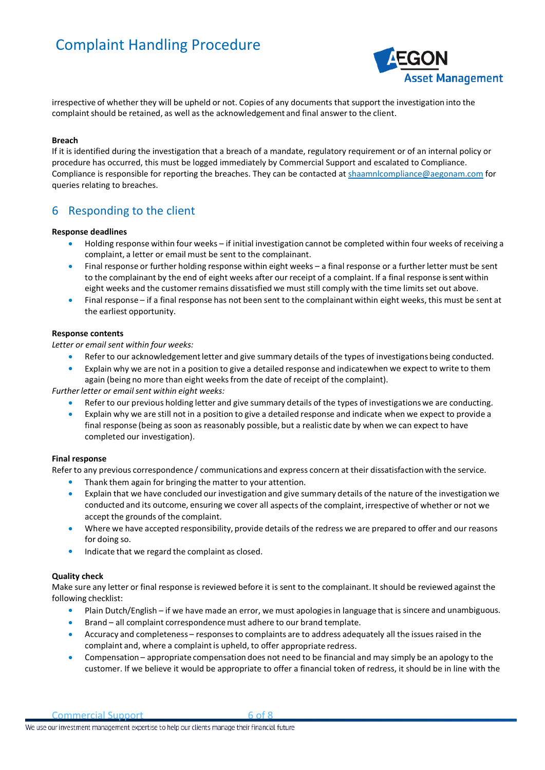irrespective of whether they will be upheld or not. Copies of any documents that support the investigation into the complaint should be retained, as well as the acknowledgement and final answer to the client.

**Breach**

If it is identified during the investigation that a breach of a mandate, regulatory requirement or of an internal policy or procedure has occurred, this must be logged immediately by Commercial Support and escalated to Compliance. Compliance is responsible for reporting the breaches. They can be contacted at shaamnlcompliance@aegonam.com for queries relating to breaches.

## 6 Responding to the client

**Response deadlines**

- Holding response within four weeks – if initial investigation cannot be completed within four weeks of receiving a complaint, a letter or email must be sent to the complainant.
- Final response or further holding response within eight weeks – a final response or a further letter must be sent to the complainant by the end of eight weeks after our receipt of a complaint. If a final response is sent within eight weeks and the customer remains dissatisfied we must still comply with the time limits set out above.
- Final response – if a final response has not been sent to the complainant within eight weeks, this must be sent at the earliest opportunity.

**Response contents**

*Letter or email sent within four weeks:*

- Refer to our acknowledgement letter and give summary details of the types of investigations being conducted.
- Explain why we are not in a position to give a detailed response and indicatewhen we expect to write to them again (being no more than eight weeks from the date of receipt of the complaint).

*Further letter or email sent within eight weeks:*

- Refer to our previous holding letter and give summary details of the types of investigations we are conducting.
- Explain why we are still not in a position to give a detailed response and indicate when we expect to provide a final response (being as soon as reasonably possible, but a realistic date by when we can expect to have completed our investigation).

**Final response**

Refer to any previous correspondence / communications and express concern at their dissatisfaction with the service.

- Thank them again for bringing the matter to your attention.
- Explain that we have concluded our investigation and give summary details of the nature of the investigation we conducted and its outcome, ensuring we cover all aspects of the complaint, irrespective of whether or not we accept the grounds of the complaint.
- Where we have accepted responsibility, provide details of the redress we are prepared to offer and our reasons for doing so.
- Indicate that we regard the complaint as closed.

**Quality check**

Make sure any letter or final response is reviewed before it is sent to the complainant. It should be reviewed against the following checklist:

- Plain Dutch/English – if we have made an error, we must apologies in language that is sincere and unambiguous.
- Brand – all complaint correspondence must adhere to our brand template.
- Accuracy and completeness – responses to complaints are to address adequately all the issues raised in the complaint and, where a complaint is upheld, to offer appropriate redress.
- Compensation – appropriate compensation does not need to be financial and may simply be an apology to the customer. If we believe it would be appropriate to offer a financial token of redress, it should be in line with the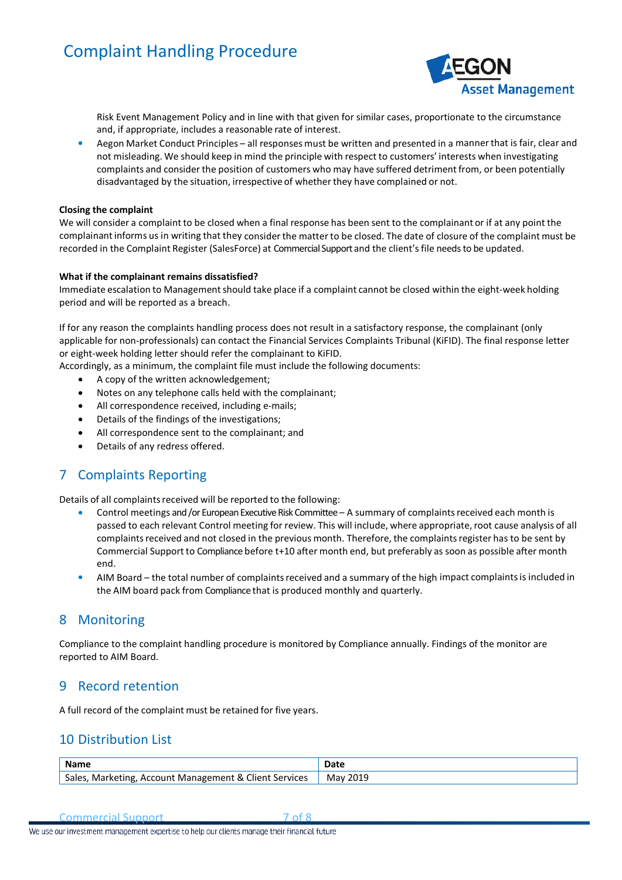Risk Event Management Policy and in line with that given for similar cases, proportionate to the circumstance and, if appropriate, includes a reasonable rate of interest.
- Aegon Market Conduct Principles – all responses must be written and presented in a manner that is fair, clear and not misleading. We should keep in mind the principle with respect to customers' interests when investigating complaints and consider the position of customers who may have suffered detriment from, or been potentially disadvantaged by the situation, irrespective of whether they have complained or not.

**Closing the complaint**

We will consider a complaint to be closed when a final response has been sent to the complainant or if at any point the complainant informs us in writing that they consider the matter to be closed. The date of closure of the complaint must be recorded in the Complaint Register (SalesForce) at Commercial Support and the client's file needs to be updated.

**What if the complainant remains dissatisfied?**

Immediate escalation to Management should take place if a complaint cannot be closed within the eight-week holding period and will be reported as a breach.

If for any reason the complaints handling process does not result in a satisfactory response, the complainant (only applicable for non-professionals) can contact the Financial Services Complaints Tribunal (KiFID). The final response letter or eight-week holding letter should refer the complainant to KiFID.
Accordingly, as a minimum, the complaint file must include the following documents:

- A copy of the written acknowledgement;
- Notes on any telephone calls held with the complainant;
- All correspondence received, including e-mails;
- Details of the findings of the investigations;
- All correspondence sent to the complainant; and
- Details of any redress offered.

## 7 Complaints Reporting

Details of all complaints received will be reported to the following:

- Control meetings and /or European Executive Risk Committee – A summary of complaints received each month is passed to each relevant Control meeting for review. This will include, where appropriate, root cause analysis of all complaints received and not closed in the previous month. Therefore, the complaints register has to be sent by Commercial Support to Compliance before t+10 after month end, but preferably as soon as possible after month end.
- AIM Board – the total number of complaints received and a summary of the high impact complaints is included in the AIM board pack from Compliance that is produced monthly and quarterly.

## 8 Monitoring

Compliance to the complaint handling procedure is monitored by Compliance annually. Findings of the monitor are reported to AIM Board.

## 9 Record retention

A full record of the complaint must be retained for five years.

## 10 Distribution List

| Name | Date |
|---|---|
| Sales, Marketing, Account Management & Client Services | May 2019 |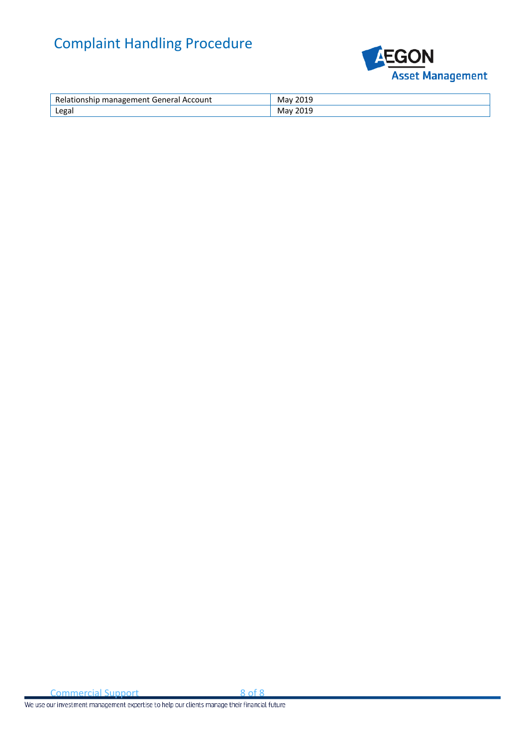| | |
|---|---|
| Relationship management General Account | May 2019 |
| Legal | May 2019 |